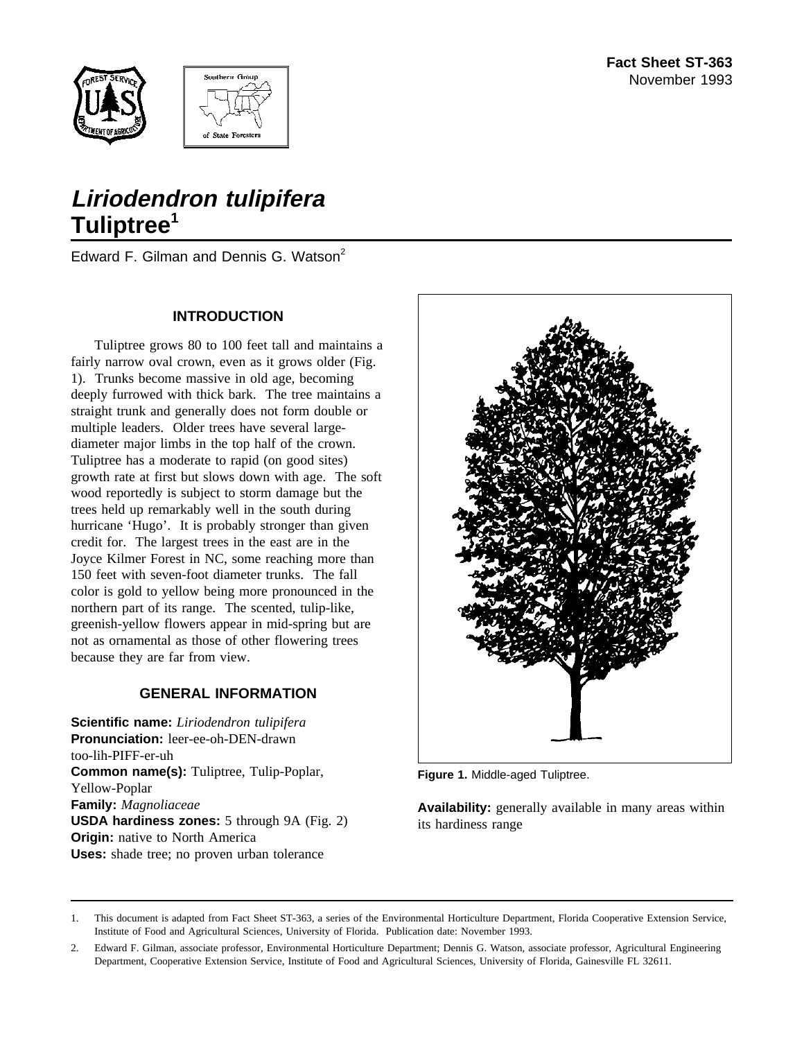Fact Sheet ST-363
November 1993

# *Liriodendron tulipifera* Tuliptree[1]

Edward F. Gilman and Dennis G. Watson[2]

## INTRODUCTION

Tuliptree grows 80 to 100 feet tall and maintains a fairly narrow oval crown, even as it grows older (Fig. 1). Trunks become massive in old age, becoming deeply furrowed with thick bark. The tree maintains a straight trunk and generally does not form double or multiple leaders. Older trees have several large-diameter major limbs in the top half of the crown. Tuliptree has a moderate to rapid (on good sites) growth rate at first but slows down with age. The soft wood reportedly is subject to storm damage but the trees held up remarkably well in the south during hurricane 'Hugo'. It is probably stronger than given credit for. The largest trees in the east are in the Joyce Kilmer Forest in NC, some reaching more than 150 feet with seven-foot diameter trunks. The fall color is gold to yellow being more pronounced in the northern part of its range. The scented, tulip-like, greenish-yellow flowers appear in mid-spring but are not as ornamental as those of other flowering trees because they are far from view.

## GENERAL INFORMATION

**Scientific name:** *Liriodendron tulipifera*
**Pronunciation:** leer-ee-oh-DEN-drawn too-lih-PIFF-er-uh
**Common name(s):** Tuliptree, Tulip-Poplar, Yellow-Poplar
**Family:** *Magnoliaceae*
**USDA hardiness zones:** 5 through 9A (Fig. 2)
**Origin:** native to North America
**Uses:** shade tree; no proven urban tolerance

**Figure 1.** Middle-aged Tuliptree.

**Availability:** generally available in many areas within its hardiness range

---

1. This document is adapted from Fact Sheet ST-363, a series of the Environmental Horticulture Department, Florida Cooperative Extension Service, Institute of Food and Agricultural Sciences, University of Florida. Publication date: November 1993.

2. Edward F. Gilman, associate professor, Environmental Horticulture Department; Dennis G. Watson, associate professor, Agricultural Engineering Department, Cooperative Extension Service, Institute of Food and Agricultural Sciences, University of Florida, Gainesville FL 32611.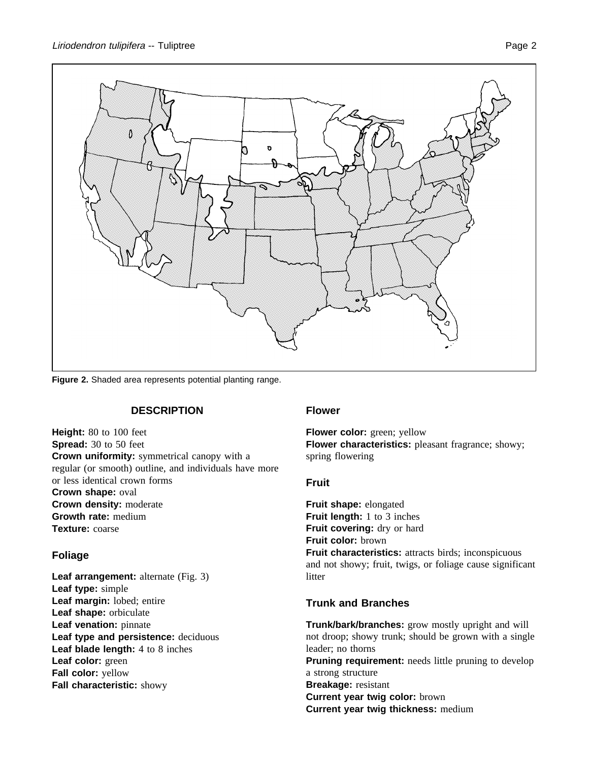**Figure 2.** Shaded area represents potential planting range.

## DESCRIPTION

**Height:** 80 to 100 feet
**Spread:** 30 to 50 feet
**Crown uniformity:** symmetrical canopy with a regular (or smooth) outline, and individuals have more or less identical crown forms
**Crown shape:** oval
**Crown density:** moderate
**Growth rate:** medium
**Texture:** coarse

### Foliage

**Leaf arrangement:** alternate (Fig. 3)
**Leaf type:** simple
**Leaf margin:** lobed; entire
**Leaf shape:** orbiculate
**Leaf venation:** pinnate
**Leaf type and persistence:** deciduous
**Leaf blade length:** 4 to 8 inches
**Leaf color:** green
**Fall color:** yellow
**Fall characteristic:** showy

### Flower

**Flower color:** green; yellow
**Flower characteristics:** pleasant fragrance; showy; spring flowering

### Fruit

**Fruit shape:** elongated
**Fruit length:** 1 to 3 inches
**Fruit covering:** dry or hard
**Fruit color:** brown
**Fruit characteristics:** attracts birds; inconspicuous and not showy; fruit, twigs, or foliage cause significant litter

### Trunk and Branches

**Trunk/bark/branches:** grow mostly upright and will not droop; showy trunk; should be grown with a single leader; no thorns
**Pruning requirement:** needs little pruning to develop a strong structure
**Breakage:** resistant
**Current year twig color:** brown
**Current year twig thickness:** medium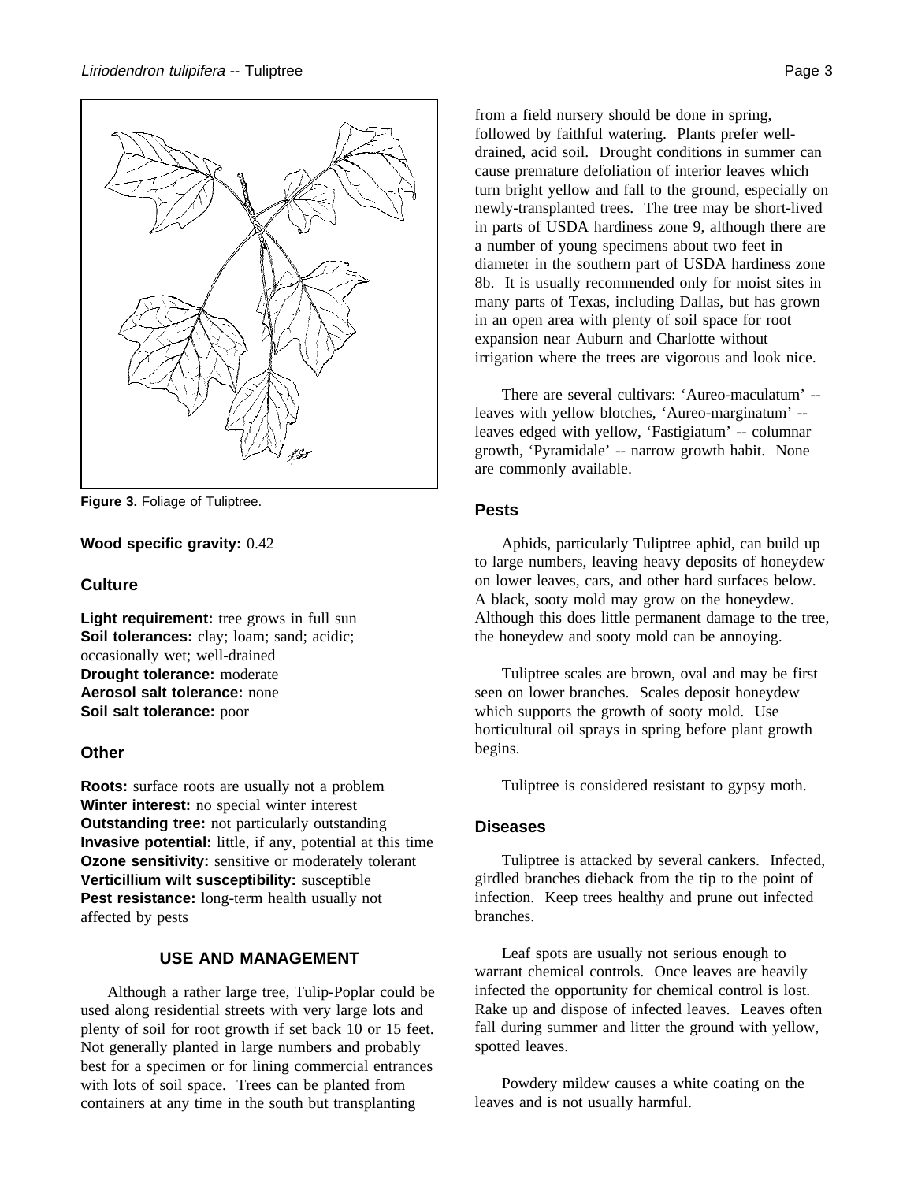**Figure 3.** Foliage of Tuliptree.

**Wood specific gravity:** 0.42

## Culture

**Light requirement:** tree grows in full sun
**Soil tolerances:** clay; loam; sand; acidic; occasionally wet; well-drained
**Drought tolerance:** moderate
**Aerosol salt tolerance:** none
**Soil salt tolerance:** poor

## Other

**Roots:** surface roots are usually not a problem
**Winter interest:** no special winter interest
**Outstanding tree:** not particularly outstanding
**Invasive potential:** little, if any, potential at this time
**Ozone sensitivity:** sensitive or moderately tolerant
**Verticillium wilt susceptibility:** susceptible
**Pest resistance:** long-term health usually not affected by pests

## USE AND MANAGEMENT

Although a rather large tree, Tulip-Poplar could be used along residential streets with very large lots and plenty of soil for root growth if set back 10 or 15 feet. Not generally planted in large numbers and probably best for a specimen or for lining commercial entrances with lots of soil space. Trees can be planted from containers at any time in the south but transplanting from a field nursery should be done in spring, followed by faithful watering. Plants prefer well-drained, acid soil. Drought conditions in summer can cause premature defoliation of interior leaves which turn bright yellow and fall to the ground, especially on newly-transplanted trees. The tree may be short-lived in parts of USDA hardiness zone 9, although there are a number of young specimens about two feet in diameter in the southern part of USDA hardiness zone 8b. It is usually recommended only for moist sites in many parts of Texas, including Dallas, but has grown in an open area with plenty of soil space for root expansion near Auburn and Charlotte without irrigation where the trees are vigorous and look nice.

There are several cultivars: 'Aureo-maculatum' -- leaves with yellow blotches, 'Aureo-marginatum' -- leaves edged with yellow, 'Fastigiatum' -- columnar growth, 'Pyramidale' -- narrow growth habit. None are commonly available.

## Pests

Aphids, particularly Tuliptree aphid, can build up to large numbers, leaving heavy deposits of honeydew on lower leaves, cars, and other hard surfaces below. A black, sooty mold may grow on the honeydew. Although this does little permanent damage to the tree, the honeydew and sooty mold can be annoying.

Tuliptree scales are brown, oval and may be first seen on lower branches. Scales deposit honeydew which supports the growth of sooty mold. Use horticultural oil sprays in spring before plant growth begins.

Tuliptree is considered resistant to gypsy moth.

## Diseases

Tuliptree is attacked by several cankers. Infected, girdled branches dieback from the tip to the point of infection. Keep trees healthy and prune out infected branches.

Leaf spots are usually not serious enough to warrant chemical controls. Once leaves are heavily infected the opportunity for chemical control is lost. Rake up and dispose of infected leaves. Leaves often fall during summer and litter the ground with yellow, spotted leaves.

Powdery mildew causes a white coating on the leaves and is not usually harmful.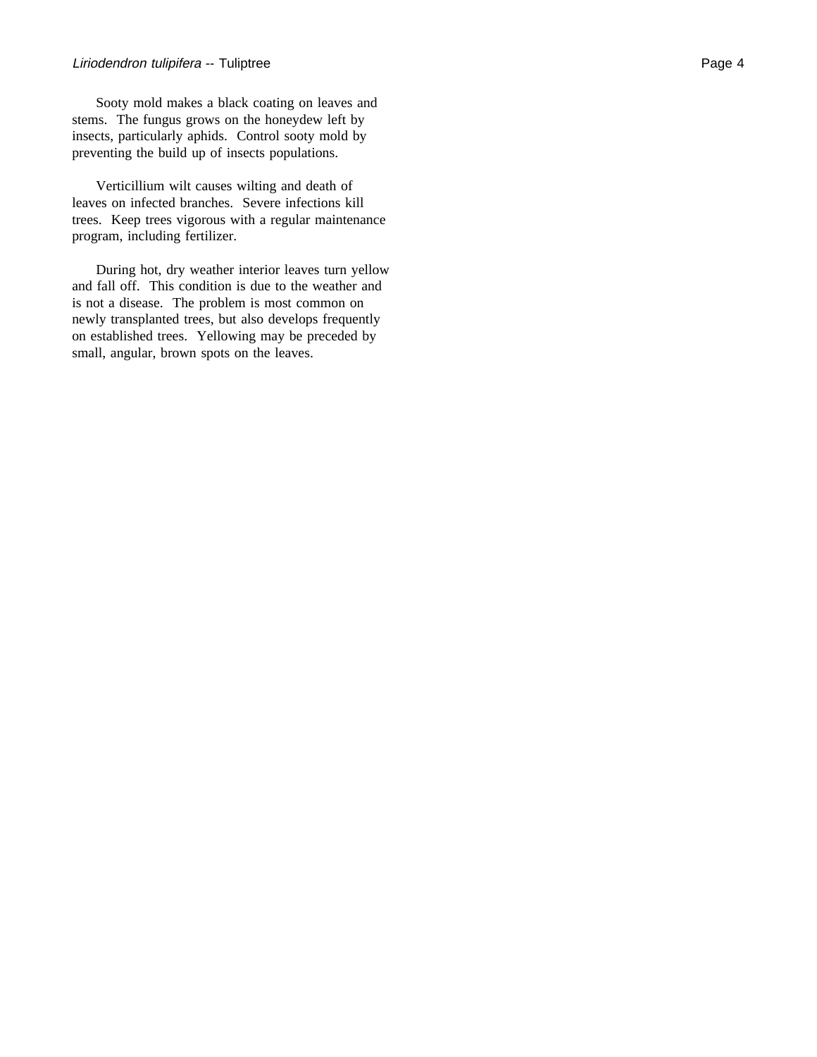Sooty mold makes a black coating on leaves and stems. The fungus grows on the honeydew left by insects, particularly aphids. Control sooty mold by preventing the build up of insects populations.

Verticillium wilt causes wilting and death of leaves on infected branches. Severe infections kill trees. Keep trees vigorous with a regular maintenance program, including fertilizer.

During hot, dry weather interior leaves turn yellow and fall off. This condition is due to the weather and is not a disease. The problem is most common on newly transplanted trees, but also develops frequently on established trees. Yellowing may be preceded by small, angular, brown spots on the leaves.